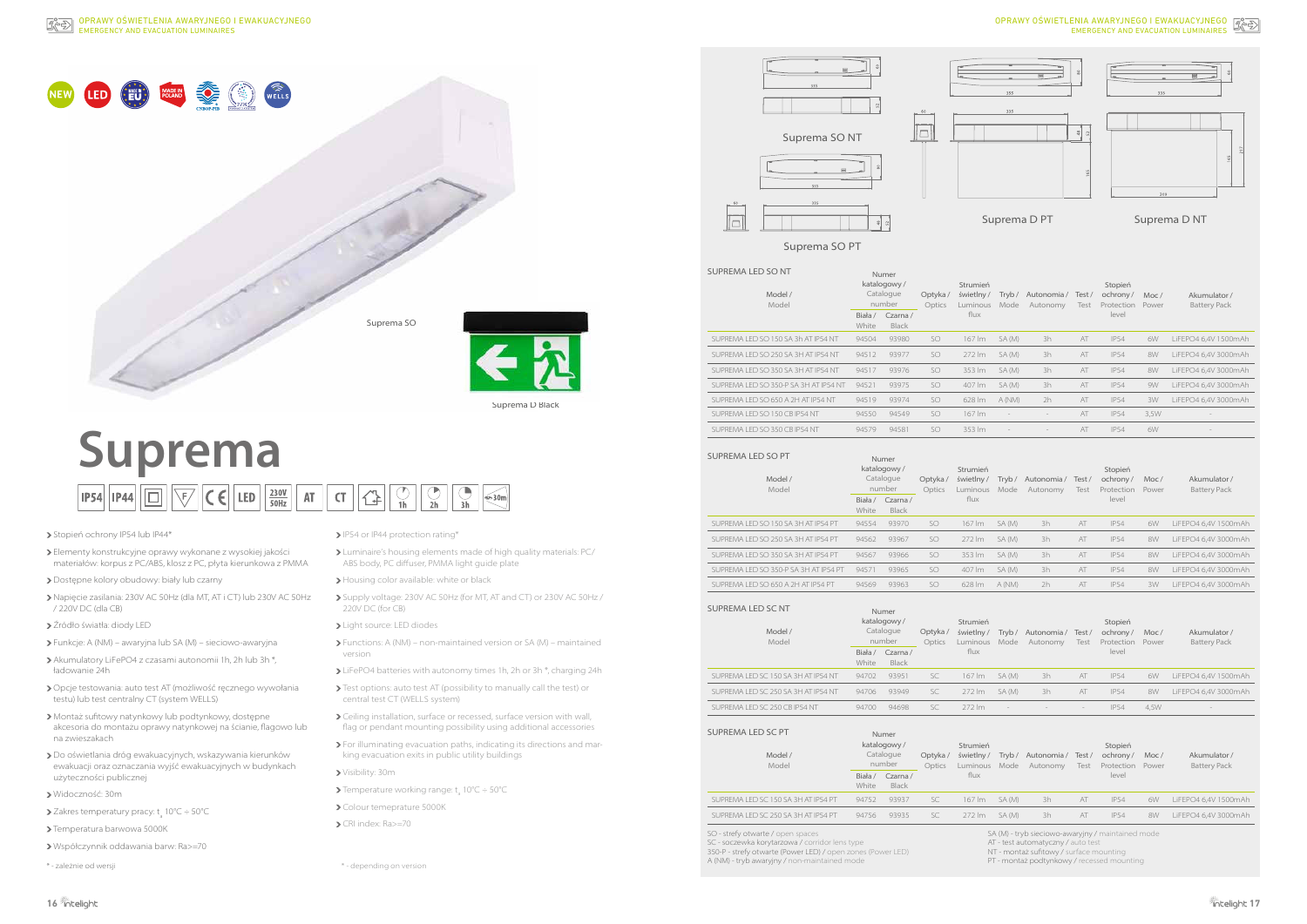# Suprema

Suprema SO

Suprema D Black

IP54 | IP44 | 230V 50Hz | AT | CT | 1h | 2h | 3h | 30m

- Stopień ochrony IP54 lub IP44*
- Elementy konstrukcyjne oprawy wykonane z wysokiej jakości materiałów: korpus z PC/ABS, klosz z PC, płyta kierunkowa z PMMA
- Dostępne kolory obudowy: biały lub czarny
- Napięcie zasilania: 230V AC 50Hz (dla MT, AT i CT) lub 230V AC 50Hz / 220V DC (dla CB)
- Źródło światła: diody LED
- Funkcje: A (NM) – awaryjna lub SA (M) – sieciowo-awaryjna
- Akumulatory LiFePO4 z czasami autonomii 1h, 2h lub 3h *, ładowanie 24h
- Opcje testowania: auto test AT (możliwość ręcznego wywołania testu) lub test centralny CT (system WELLS)
- Montaż sufitowy natynkowy lub podtynkowy, dostępne akcesoria do montażu oprawy natynkowej na ścianie, flagowo lub na zwieszakach
- Do oświetlania dróg ewakuacyjnych, wskazywania kierunków ewakuacji oraz oznaczania wyjść ewakuacyjnych w budynkach użyteczności publicznej
- Widoczność: 30m
- Zakres temperatury pracy: $t_a$ 10°C ÷ 50°C
- Temperatura barwowa 5000K
- Współczynnik oddawania barw: Ra>=70

* - zależnie od wersji

- IP54 or IP44 protection rating*
- Luminaire's housing elements made of high quality materials: PC/ABS body, PC diffuser, PMMA light guide plate
- Housing color available: white or black
- Supply voltage: 230V AC 50Hz (for MT, AT and CT) or 230V AC 50Hz / 220V DC (for CB)
- Light source: LED diodes
- Functions: A (NM) – non-maintained version or SA (M) – maintained version
- LiFePO4 batteries with autonomy times 1h, 2h or 3h *, charging 24h
- Test options: auto test AT (possibility to manually call the test) or central test CT (WELLS system)
- Ceiling installation, surface or recessed, surface version with wall, flag or pendant mounting possibility using additional accessories
- For illuminating evacuation paths, indicating its directions and marking evacuation exits in public utility buildings
- Visibility: 30m
- Temperature working range: $t_a$ 10°C ÷ 50°C
- Colour temperature 5000K
- CRI index: Ra>=70

* - depending on version

Suprema SO NT

Suprema SO PT

Suprema D PT

Suprema D NT

### SUPREMA LED SO NT

| Model / Model | Numer katalogowy / Catalogue number Biała / White | Numer katalogowy / Catalogue number Czarna / Black | Optyka / Optics | Strumień świetlny / Luminous flux | Tryb / Mode | Autonomia / Autonomy | Test / Test | Stopień ochrony / Protection level | Moc / Power | Akumulator / Battery Pack |
|---|---|---|---|---|---|---|---|---|---|---|
| SUPREMA LED SO 150 SA 3H AT IP54 NT | 94504 | 93980 | SO | 167 lm | SA (M) | 3h | AT | IP54 | 6W | LiFEPO4 6,4V 1500mAh |
| SUPREMA LED SO 250 SA 3H AT IP54 NT | 94512 | 93977 | SO | 272 lm | SA (M) | 3h | AT | IP54 | 8W | LiFEPO4 6,4V 3000mAh |
| SUPREMA LED SO 350 SA 3H AT IP54 NT | 94517 | 93976 | SO | 353 lm | SA (M) | 3h | AT | IP54 | 8W | LiFEPO4 6,4V 3000mAh |
| SUPREMA LED SO 350-P SA 3H AT IP54 NT | 94521 | 93975 | SO | 407 lm | SA (M) | 3h | AT | IP54 | 9W | LiFEPO4 6,4V 3000mAh |
| SUPREMA LED SO 650 A 2H AT IP54 NT | 94519 | 93974 | SO | 628 lm | A (NM) | 2h | AT | IP54 | 3W | LiFEPO4 6,4V 3000mAh |
| SUPREMA LED SO 150 CB IP54 NT | 94550 | 94549 | SO | 167 lm | - | - | AT | IP54 | 3,5W | - |
| SUPREMA LED SO 350 CB IP54 NT | 94579 | 94581 | SO | 353 lm | - | - | AT | IP54 | 6W | - |

### SUPREMA LED SO PT

| Model / Model | Numer katalogowy / Catalogue number Biała / White | Numer katalogowy / Catalogue number Czarna / Black | Optyka / Optics | Strumień świetlny / Luminous flux | Tryb / Mode | Autonomia / Autonomy | Test / Test | Stopień ochrony / Protection level | Moc / Power | Akumulator / Battery Pack |
|---|---|---|---|---|---|---|---|---|---|---|
| SUPREMA LED SO 150 SA 3H AT IP54 PT | 94554 | 93970 | SO | 167 lm | SA (M) | 3h | AT | IP54 | 6W | LiFEPO4 6,4V 1500mAh |
| SUPREMA LED SO 250 SA 3H AT IP54 PT | 94562 | 93967 | SO | 272 lm | SA (M) | 3h | AT | IP54 | 8W | LiFEPO4 6,4V 3000mAh |
| SUPREMA LED SO 350 SA 3H AT IP54 PT | 94567 | 93966 | SO | 353 lm | SA (M) | 3h | AT | IP54 | 8W | LiFEPO4 6,4V 3000mAh |
| SUPREMA LED SO 350-P SA 3H AT IP54 PT | 94571 | 93965 | SO | 407 lm | SA (M) | 3h | AT | IP54 | 8W | LiFEPO4 6,4V 3000mAh |
| SUPREMA LED SO 650 A 2H AT IP54 PT | 94569 | 93963 | SO | 628 lm | A (NM) | 2h | AT | IP54 | 3W | LiFEPO4 6,4V 3000mAh |

### SUPREMA LED SC NT

| Model / Model | Numer katalogowy / Catalogue number Biała / White | Numer katalogowy / Catalogue number Czarna / Black | Optyka / Optics | Strumień świetlny / Luminous flux | Tryb / Mode | Autonomia / Autonomy | Test / Test | Stopień ochrony / Protection level | Moc / Power | Akumulator / Battery Pack |
|---|---|---|---|---|---|---|---|---|---|---|
| SUPREMA LED SC 150 SA 3H AT IP54 NT | 94702 | 93951 | SC | 167 lm | SA (M) | 3h | AT | IP54 | 6W | LiFEPO4 6,4V 1500mAh |
| SUPREMA LED SC 250 SA 3H AT IP54 NT | 94706 | 93949 | SC | 272 lm | SA (M) | 3h | AT | IP54 | 8W | LiFEPO4 6,4V 3000mAh |
| SUPREMA LED SC 250 CB IP54 NT | 94700 | 94698 | SC | 272 lm | - | - | - | IP54 | 4,5W | - |

### SUPREMA LED SC PT

| Model / Model | Numer katalogowy / Catalogue number Biała / White | Numer katalogowy / Catalogue number Czarna / Black | Optyka / Optics | Strumień świetlny / Luminous flux | Tryb / Mode | Autonomia / Autonomy | Test / Test | Stopień ochrony / Protection level | Moc / Power | Akumulator / Battery Pack |
|---|---|---|---|---|---|---|---|---|---|---|
| SUPREMA LED SC 150 SA 3H AT IP54 PT | 94752 | 93937 | SC | 167 lm | SA (M) | 3h | AT | IP54 | 6W | LiFEPO4 6,4V 1500mAh |
| SUPREMA LED SC 250 SA 3H AT IP54 PT | 94756 | 93935 | SC | 272 lm | SA (M) | 3h | AT | IP54 | 8W | LiFEPO4 6,4V 3000mAh |

SO - strefy otwarte / open spaces
SC - soczewka korytarzowa / corridor lens type
350-P - strefy otwarte (Power LED) / open zones (Power LED)
A (NM) - tryb awaryjny / non-maintained mode

SA (M) - tryb sieciowo-awaryjny / maintained mode
AT - test automatyczny / auto test
NT - montaż sufitowy / surface mounting
PT - montaż podtynkowy / recessed mounting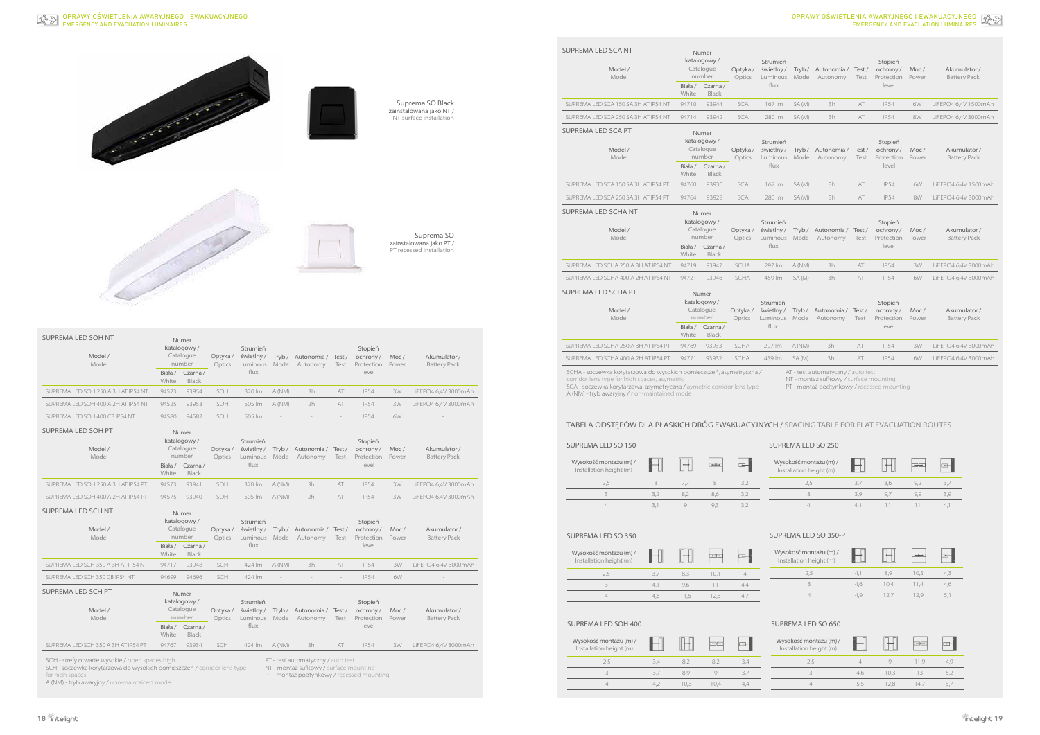Suprema SO Black
zainstalowana jako NT / NT surface installation

Suprema SO
zainstalowana jako PT / PT recessed installation

## SUPREMA LED SOH NT

| Model / Model | Numer katalogowy / Catalogue number Biała / White | Czarna / Black | Optyka / Optics | Strumień świetlny / Luminous flux | Tryb / Mode | Autonomia / Autonomy | Test / Test | Stopień ochrony / Protection level | Moc / Power | Akumulator / Battery Pack |
|---|---|---|---|---|---|---|---|---|---|---|
| SUPREMA LED SOH 250 A 3H AT IP54 NT | 94523 | 93954 | SOH | 320 lm | A (NM) | 3h | AT | IP54 | 3W | LiFEPO4 6,4V 3000mAh |
| SUPREMA LED SOH 400 A 2H AT IP54 NT | 94525 | 93953 | SOH | 505 lm | A (NM) | 2h | AT | IP54 | 3W | LiFEPO4 6,4V 3000mAh |
| SUPREMA LED SOH 400 CB IP54 NT | 94580 | 94582 | SOH | 505 lm | - | - | - | IP54 | 6W | - |

## SUPREMA LED SOH PT

| Model / Model | Numer katalogowy / Catalogue number Biała / White | Czarna / Black | Optyka / Optics | Strumień świetlny / Luminous flux | Tryb / Mode | Autonomia / Autonomy | Test / Test | Stopień ochrony / Protection level | Moc / Power | Akumulator / Battery Pack |
|---|---|---|---|---|---|---|---|---|---|---|
| SUPREMA LED SOH 250 A 3H AT IP54 PT | 94573 | 93941 | SOH | 320 lm | A (NM) | 3h | AT | IP54 | 3W | LiFEPO4 6,4V 3000mAh |
| SUPREMA LED SOH 400 A 2H AT IP54 PT | 94575 | 93940 | SOH | 505 lm | A (NM) | 2h | AT | IP54 | 3W | LiFEPO4 6,4V 3000mAh |

## SUPREMA LED SCH NT

| Model / Model | Numer katalogowy / Catalogue number Biała / White | Czarna / Black | Optyka / Optics | Strumień świetlny / Luminous flux | Tryb / Mode | Autonomia / Autonomy | Test / Test | Stopień ochrony / Protection level | Moc / Power | Akumulator / Battery Pack |
|---|---|---|---|---|---|---|---|---|---|---|
| SUPREMA LED SCH 350 A 3H AT IP54 NT | 94717 | 93948 | SCH | 424 lm | A (NM) | 3h | AT | IP54 | 3W | LiFEPO4 6,4V 3000mAh |
| SUPREMA LED SCH 350 CB IP54 NT | 94699 | 94696 | SCH | 424 lm | - | - | - | IP54 | 6W | - |

## SUPREMA LED SCH PT

| Model / Model | Numer katalogowy / Catalogue number Biała / White | Czarna / Black | Optyka / Optics | Strumień świetlny / Luminous flux | Tryb / Mode | Autonomia / Autonomy | Test / Test | Stopień ochrony / Protection level | Moc / Power | Akumulator / Battery Pack |
|---|---|---|---|---|---|---|---|---|---|---|
| SUPREMA LED SCH 350 A 3H AT IP54 PT | 94767 | 93934 | SCH | 424 lm | A (NM) | 3h | AT | IP54 | 3W | LiFEPO4 6,4V 3000mAh |

SOH - strefy otwarte wysokie / open spaces high
SCH - soczewka korytarzowa do wysokich pomieszczeń / corridor lens type for high spaces
A (NM) - tryb awaryjny / non-maintained mode

AT - test automatyczny / auto test
NT - montaż sufitowy / surface mounting
PT - montaż podtynkowy / recessed mounting

## SUPREMA LED SCA NT

| Model / Model | Numer katalogowy / Catalogue number Biała / White | Czarna / Black | Optyka / Optics | Strumień świetlny / Luminous flux | Tryb / Mode | Autonomia / Autonomy | Test / Test | Stopień ochrony / Protection level | Moc / Power | Akumulator / Battery Pack |
|---|---|---|---|---|---|---|---|---|---|---|
| SUPREMA LED SCA 150 SA 3H AT IP54 NT | 94710 | 93944 | SCA | 167 lm | SA (M) | 3h | AT | IP54 | 6W | LiFEPO4 6,4V 1500mAh |
| SUPREMA LED SCA 250 SA 3H AT IP54 NT | 94714 | 93942 | SCA | 280 lm | SA (M) | 3h | AT | IP54 | 8W | LiFEPO4 6,4V 3000mAh |

## SUPREMA LED SCA PT

| Model / Model | Numer katalogowy / Catalogue number Biała / White | Czarna / Black | Optyka / Optics | Strumień świetlny / Luminous flux | Tryb / Mode | Autonomia / Autonomy | Test / Test | Stopień ochrony / Protection level | Moc / Power | Akumulator / Battery Pack |
|---|---|---|---|---|---|---|---|---|---|---|
| SUPREMA LED SCA 150 SA 3H AT IP54 PT | 94760 | 93930 | SCA | 167 lm | SA (M) | 3h | AT | IP54 | 6W | LiFEPO4 6,4V 1500mAh |
| SUPREMA LED SCA 250 SA 3H AT IP54 PT | 94764 | 93928 | SCA | 280 lm | SA (M) | 3h | AT | IP54 | 8W | LiFEPO4 6,4V 3000mAh |

## SUPREMA LED SCHA NT

| Model / Model | Numer katalogowy / Catalogue number Biała / White | Czarna / Black | Optyka / Optics | Strumień świetlny / Luminous flux | Tryb / Mode | Autonomia / Autonomy | Test / Test | Stopień ochrony / Protection level | Moc / Power | Akumulator / Battery Pack |
|---|---|---|---|---|---|---|---|---|---|---|
| SUPREMA LED SCHA 250 A 3H AT IP54 NT | 94719 | 93947 | SCHA | 297 lm | A (NM) | 3h | AT | IP54 | 3W | LiFEPO4 6,4V 3000mAh |
| SUPREMA LED SCHA 400 A 2H AT IP54 NT | 94721 | 93946 | SCHA | 459 lm | SA (M) | 3h | AT | IP54 | 6W | LiFEPO4 6,4V 3000mAh |

## SUPREMA LED SCHA PT

| Model / Model | Numer katalogowy / Catalogue number Biała / White | Czarna / Black | Optyka / Optics | Strumień świetlny / Luminous flux | Tryb / Mode | Autonomia / Autonomy | Test / Test | Stopień ochrony / Protection level | Moc / Power | Akumulator / Battery Pack |
|---|---|---|---|---|---|---|---|---|---|---|
| SUPREMA LED SCHA 250 A 3H AT IP54 PT | 94769 | 93933 | SCHA | 297 lm | A (NM) | 3h | AT | IP54 | 3W | LiFEPO4 6,4V 3000mAh |
| SUPREMA LED SCHA 400 A 2H AT IP54 PT | 94771 | 93932 | SCHA | 459 lm | SA (M) | 3h | AT | IP54 | 6W | LiFEPO4 6,4V 3000mAh |

SCHA - soczewka korytarzowa do wysokich pomieszczeń, asymetryczna / corridor lens type for high spaces, asymetric
SCA - soczewka korytarzowa, asymetryczna / aymetric corridor lens type
A (NM) - tryb awaryjny / non-maintained mode

AT - test automatyczny / auto test
NT - montaż sufitowy / surface mounting
PT - montaż podtynkowy / recessed mounting

## TABELA ODSTĘPÓW DLA PŁASKICH DRÓG EWAKUACYJNYCH / SPACING TABLE FOR FLAT EVACUATION ROUTES

### SUPREMA LED SO 150

| Wysokość montażu (m) / Installation height (m) | | | | |
|---|---|---|---|---|
| 2,5 | 3 | 7,7 | 8 | 3,2 |
| 3 | 3,2 | 8,2 | 8,6 | 3,2 |
| 4 | 3,1 | 9 | 9,3 | 3,2 |

### SUPREMA LED SO 250

| Wysokość montażu (m) / Installation height (m) | | | | |
|---|---|---|---|---|
| 2,5 | 3,7 | 8,6 | 9,2 | 3,7 |
| 3 | 3,9 | 9,7 | 9,9 | 3,9 |
| 4 | 4,1 | 11 | 11 | 4,1 |

### SUPREMA LED SO 350

| Wysokość montażu (m) / Installation height (m) | | | | |
|---|---|---|---|---|
| 2,5 | 3,7 | 8,3 | 10,1 | 4 |
| 3 | 4,1 | 9,6 | 11 | 4,4 |
| 4 | 4,6 | 11,6 | 12,3 | 4,7 |

### SUPREMA LED SO 350-P

| Wysokość montażu (m) / Installation height (m) | | | | |
|---|---|---|---|---|
| 2,5 | 4,1 | 8,9 | 10,5 | 4,3 |
| 3 | 4,6 | 10,4 | 11,4 | 4,6 |
| 4 | 4,9 | 12,7 | 12,9 | 5,1 |

### SUPREMA LED SOH 400

| Wysokość montażu (m) / Installation height (m) | | | | |
|---|---|---|---|---|
| 2,5 | 3,4 | 8,2 | 8,2 | 3,4 |
| 3 | 3,7 | 8,9 | 9 | 3,7 |
| 4 | 4,2 | 10,3 | 10,4 | 4,4 |

### SUPREMA LED SO 650

| Wysokość montażu (m) / Installation height (m) | | | | |
|---|---|---|---|---|
| 2,5 | 4 | 9 | 11,9 | 4,9 |
| 3 | 4,6 | 10,3 | 13 | 5,2 |
| 4 | 5,5 | 12,8 | 14,7 | 5,7 |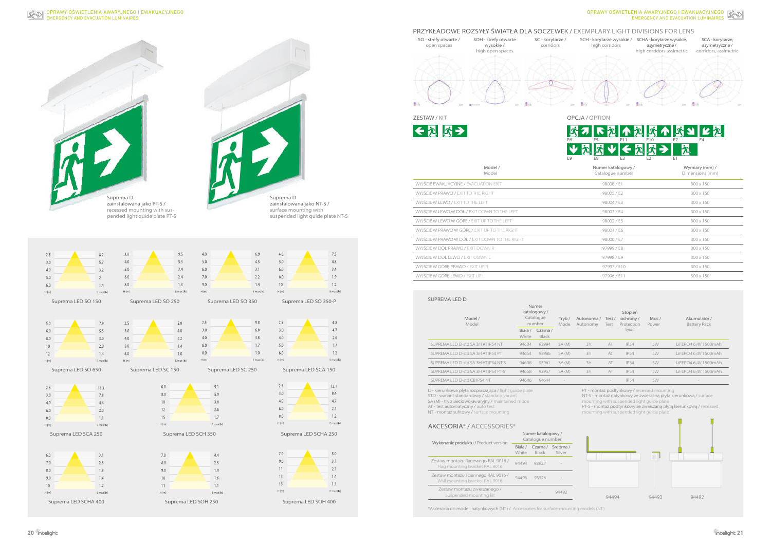Suprema D
zainstalowana jako PT-S /
recessed mounting with suspended light guide plate PT-S

Suprema D
zainstalowana jako NT-S /
surface mounting with suspended light guide plate NT-S

Suprema LED SO 150

Suprema LED SO 250

Suprema LED SO 350

Suprema LED SO 350-P

Suprema LED SO 650

Suprema LED SC 150

Suprema LED SC 250

Suprema LED SCA 150

Suprema LED SCA 250

Suprema LED SCH 350

Suprema LED SCHA 250

Suprema LED SCHA 400

Suprema LED SOH 250

Suprema LED SOH 400

## PRZYKŁADOWE ROZSYŁY ŚWIATŁA DLA SOCZEWEK / EXEMPLARY LIGHT DIVISIONS FOR LENS

SO - strefy otwarte / open spaces

SOH - strefy otwarte wysokie / high open spaces

SC - korytarze / corridors

SCH - korytarze wysokie / high corridors

SCHA - korytarze wysokie, asymetryczne / high corridors assimetric

SCA - korytarze, asymetryczne / corridors, assimetric

## ZESTAW / KIT

## OPCJA / OPTION

E6 E5 E11 E10 E7 E4

E9 E8 E3 E2 E1

| Model / Model | Numer katalogowy / Catalogue number | Wymiary (mm) / Dimensions (mm) |
|---|---|---|
| WYJŚCIE EWAKUACYJNE / EVACUATION EXIT | 98006 / E1 | 300 x 150 |
| WYJŚCIE W PRAWO / EXIT TO THE RIGHT | 98005 / E2 | 300 x 150 |
| WYJŚCIE W LEWO / EXIT TO THE LEFT | 98004 / E3 | 300 x 150 |
| WYJŚCIE W LEWO W DÓŁ / EXIT DOWN TO THE LEFT | 98003 / E4 | 300 x 150 |
| WYJŚCIE W LEWO W GÓRĘ / EXIT UP TO THE LEFT | 98002 / E5 | 300 x 150 |
| WYJŚCIE W PRAWO W GÓRĘ / EXIT UP TO THE RIGHT | 98001 / E6 | 300 x 150 |
| WYJŚCIE W PRAWO W DÓŁ / EXIT DOWN TO THE RIGHT | 98000 / E7 | 300 x 150 |
| WYJŚCIE W DÓŁ PRAWO / EXIT DOWN R | 97999 / E8 | 300 x 150 |
| WYJŚCIE W DÓŁ LEWO / EXIT DOWN L | 97998 / E9 | 300 x 150 |
| WYJŚCIE W GÓRĘ PRAWO / EXIT UP R | 97997 / E10 | 300 x 150 |
| WYJŚCIE W GÓRĘ LEWO / EXIT UP L | 97996 / E11 | 300 x 150 |

### SUPREMA LED D

| Model / Model | Numer katalogowy / Catalogue number | | Tryb / Mode | Autonomia / Autonomy | Test / Test | Stopień ochrony / Protection level | Moc / Power | Akumulator / Battery Pack |
|---|---|---|---|---|---|---|---|---|
| | Biała / White | Czarna / Black | | | | | | |
| SUPREMA LED D-std SA 3H AT IP54 NT | 94604 | 93994 | SA (M) | 3h | AT | IP54 | 5W | LiFEPO4 6,4V 1500mAh |
| SUPREMA LED D-std SA 3H AT IP54 PT | 94654 | 93986 | SA (M) | 3h | AT | IP54 | 5W | LiFEPO4 6,4V 1500mAh |
| SUPREMA LED D-std SA 3H AT IP54 NT-S | 94608 | 93961 | SA (M) | 3h | AT | IP54 | 5W | LiFEPO4 6,4V 1500mAh |
| SUPREMA LED D-std SA 3H AT IP54 PT-S | 94658 | 93957 | SA (M) | 3h | AT | IP54 | 5W | LiFEPO4 6,4V 1500mAh |
| SUPREMA LED D-std CB IP54 NT | 94646 | 94644 | - | - | - | IP54 | 5W | - |

D - kierunkowa płyta rozpraszająca / light guide plate
STD - wariant standardowy / standard variant
SA (M) - tryb sieciowo-awaryjny / maintained mode
AT - test automatyczny / auto test
NT - montaż sufitowy / surface mounting

PT - montaż podtynkowy / recessed mounting
NT-S - montaż natynkowy ze zwieszaną płytą kierunkową / surface mounting with suspended light guide plate
PT-S - montaż podtynkowy ze zwieszaną płytą kierunkową / recessed mounting with suspended light guide plate

### AKCESORIA* / ACCESSORIES*

| Wykonanie produktu / Product version | Numer katalogowy / Catalogue number | | |
|---|---|---|---|
| | Biała / White | Czarna / Black | Srebrna / Silver |
| Zestaw montażu flagowego RAL 9016 / Flag mounting bracket RAL 9016 | 94494 | 93927 | - |
| Zestaw montażu ściennego RAL 9016 / Wall mounting bracket RAL 9016 | 94493 | 93926 | - |
| Zestaw montażu zwieszanego / Suspended mounting kit | - | - | 94492 |

94494 94493 94492

*Akcesoria do modeli natynkowych (NT) / Accessories for surface-mounting models (NT)